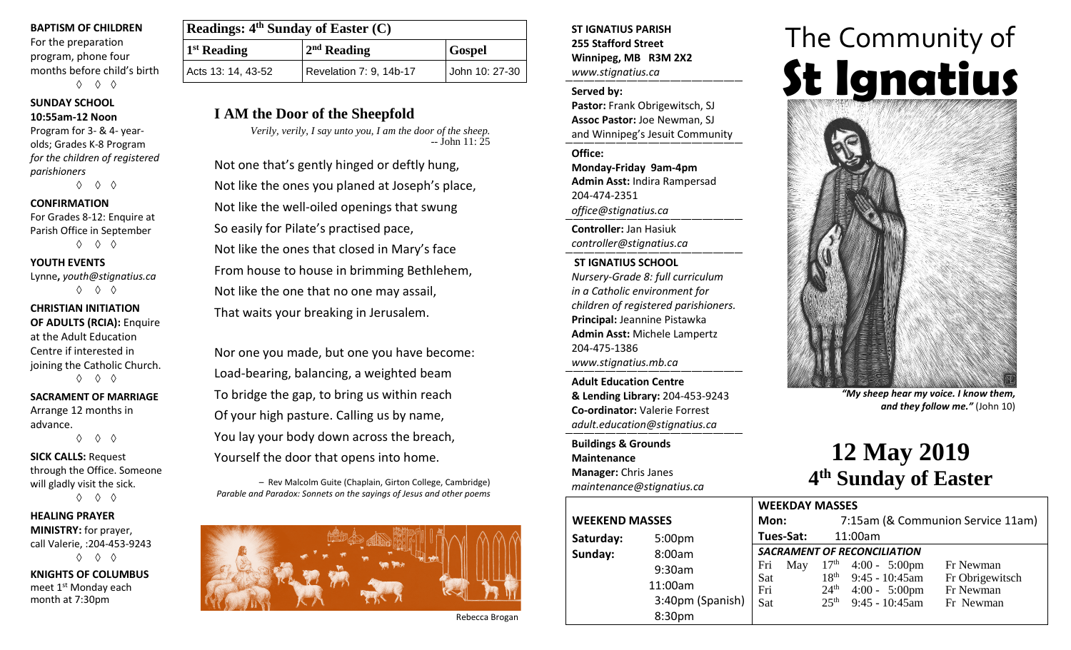**BAPTISM OF CHILDREN**
For the preparation program, phone four months before child's birth

◊ ◊ ◊

**SUNDAY SCHOOL**
**10:55am-12 Noon**
Program for 3- & 4- year-olds; Grades K-8 Program *for the children of registered parishioners*

◊ ◊ ◊

**CONFIRMATION**
For Grades 8-12: Enquire at Parish Office in September

◊ ◊ ◊

**YOUTH EVENTS**
Lynne, *youth@stignatius.ca*

◊ ◊ ◊

**CHRISTIAN INITIATION OF ADULTS (RCIA):** Enquire at the Adult Education Centre if interested in joining the Catholic Church.

◊ ◊ ◊

**SACRAMENT OF MARRIAGE**
Arrange 12 months in advance.

◊ ◊ ◊

**SICK CALLS:** Request through the Office. Someone will gladly visit the sick.

◊ ◊ ◊

**HEALING PRAYER MINISTRY:** for prayer, call Valerie, :204-453-9243

◊ ◊ ◊

**KNIGHTS OF COLUMBUS**
meet 1st Monday each month at 7:30pm

| Readings: 4th Sunday of Easter (C) | | |
|---|---|---|
| 1st Reading | 2nd Reading | Gospel |
| Acts 13: 14, 43-52 | Revelation 7: 9, 14b-17 | John 10: 27-30 |

## I AM the Door of the Sheepfold

*Verily, verily, I say unto you, I am the door of the sheep.*
-- John 11: 25

Not one that's gently hinged or deftly hung,
Not like the ones you planed at Joseph's place,
Not like the well-oiled openings that swung
So easily for Pilate's practised pace,
Not like the ones that closed in Mary's face
From house to house in brimming Bethlehem,
Not like the one that no one may assail,
That waits your breaking in Jerusalem.

Nor one you made, but one you have become:
Load-bearing, balancing, a weighted beam
To bridge the gap, to bring us within reach
Of your high pasture. Calling us by name,
You lay your body down across the breach,
Yourself the door that opens into home.

– Rev Malcolm Guite (Chaplain, Girton College, Cambridge)
*Parable and Paradox: Sonnets on the sayings of Jesus and other poems*

Rebecca Brogan

**ST IGNATIUS PARISH**
**255 Stafford Street**
**Winnipeg, MB R3M 2X2**
*www.stignatius.ca*

**Served by:**
**Pastor:** Frank Obrigewitsch, SJ
**Assoc Pastor:** Joe Newman, SJ
and Winnipeg's Jesuit Community

**Office:**
**Monday-Friday 9am-4pm**
**Admin Asst:** Indira Rampersad
204-474-2351
*office@stignatius.ca*

**Controller:** Jan Hasiuk
*controller@stignatius.ca*

**ST IGNATIUS SCHOOL**
*Nursery-Grade 8: full curriculum in a Catholic environment for children of registered parishioners.*
**Principal:** Jeannine Pistawka
**Admin Asst:** Michele Lampertz
204-475-1386
*www.stignatius.mb.ca*

**Adult Education Centre & Lending Library:** 204-453-9243
**Co-ordinator:** Valerie Forrest
*adult.education@stignatius.ca*

**Buildings & Grounds Maintenance**
**Manager:** Chris Janes
*maintenance@stignatius.ca*

| WEEKEND MASSES | |
|---|---|
| Saturday: | 5:00pm |
| Sunday: | 8:00am |
| | 9:30am |
| | 11:00am |
| | 3:40pm (Spanish) |
| | 8:30pm |

# The Community of St Ignatius

*"My sheep hear my voice. I know them, and they follow me."* (John 10)

# 12 May 2019
## 4th Sunday of Easter

**WEEKDAY MASSES**

| | |
|---|---|
| Mon: | 7:15am (& Communion Service 11am) |
| Tues-Sat: | 11:00am |

***SACRAMENT OF RECONCILIATION***

| | | | | |
|---|---|---|---|---|
| Fri | May | 17th | 4:00 - 5:00pm | Fr Newman |
| Sat | | 18th | 9:45 - 10:45am | Fr Obrigewitsch |
| Fri | | 24th | 4:00 - 5:00pm | Fr Newman |
| Sat | | 25th | 9:45 - 10:45am | Fr Newman |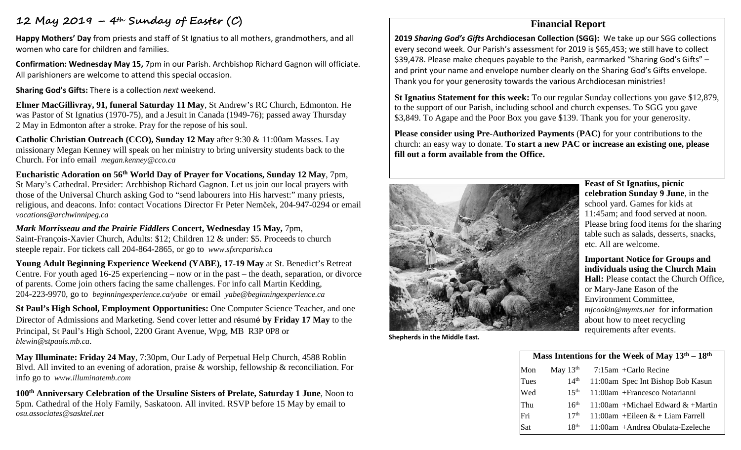# 12 May 2019 – 4th Sunday of Easter (C)

**Happy Mothers' Day** from priests and staff of St Ignatius to all mothers, grandmothers, and all women who care for children and families.

**Confirmation: Wednesday May 15,** 7pm in our Parish. Archbishop Richard Gagnon will officiate. All parishioners are welcome to attend this special occasion.

**Sharing God's Gifts:** There is a collection *next* weekend.

**Elmer MacGillivray, 91, funeral Saturday 11 May**, St Andrew's RC Church, Edmonton. He was Pastor of St Ignatius (1970-75), and a Jesuit in Canada (1949-76); passed away Thursday 2 May in Edmonton after a stroke. Pray for the repose of his soul.

**Catholic Christian Outreach (CCO), Sunday 12 May** after 9:30 & 11:00am Masses. Lay missionary Megan Kenney will speak on her ministry to bring university students back to the Church. For info email *megan.kenney@cco.ca*

**Eucharistic Adoration on 56th World Day of Prayer for Vocations, Sunday 12 May**, 7pm, St Mary's Cathedral. Presider: Archbishop Richard Gagnon. Let us join our local prayers with those of the Universal Church asking God to "send labourers into His harvest:" many priests, religious, and deacons. Info: contact Vocations Director Fr Peter Nemček, 204-947-0294 or email *vocations@archwinnipeg.ca*

***Mark Morrisseau and the Prairie Fiddlers* Concert, Wednesday 15 May,** 7pm, Saint-François-Xavier Church, Adults: $12; Children 12 & under: $5. Proceeds to church steeple repair. For tickets call 204-864-2865, or go to *www.sfxrcparish.ca*

**Young Adult Beginning Experience Weekend (YABE), 17-19 May** at St. Benedict's Retreat Centre. For youth aged 16-25 experiencing – now or in the past – the death, separation, or divorce of parents. Come join others facing the same challenges. For info call Martin Kedding, 204-223-9970, go to *beginningexperience.ca/yabe* or email *yabe@beginningexperience.ca*

**St Paul's High School, Employment Opportunities:** One Computer Science Teacher, and one Director of Admissions and Marketing. Send cover letter and résumé **by Friday 17 May** to the Principal, St Paul's High School, 2200 Grant Avenue, Wpg, MB R3P 0P8 or *blewin@stpauls.mb.ca*.

**May Illuminate: Friday 24 May**, 7:30pm, Our Lady of Perpetual Help Church, 4588 Roblin Blvd. All invited to an evening of adoration, praise & worship, fellowship & reconciliation. For info go to *www.illuminatemb.com*

**100th Anniversary Celebration of the Ursuline Sisters of Prelate, Saturday 1 June**, Noon to 5pm. Cathedral of the Holy Family, Saskatoon. All invited. RSVP before 15 May by email to *osu.associates@sasktel.net*

## Financial Report

**2019 *Sharing God's Gifts* Archdiocesan Collection (SGG):** We take up our SGG collections every second week. Our Parish's assessment for 2019 is $65,453; we still have to collect $39,478. Please make cheques payable to the Parish, earmarked "Sharing God's Gifts" – and print your name and envelope number clearly on the Sharing God's Gifts envelope. Thank you for your generosity towards the various Archdiocesan ministries!

**St Ignatius Statement for this week:** To our regular Sunday collections you gave $12,879, to the support of our Parish, including school and church expenses. To SGG you gave $3,849. To Agape and the Poor Box you gave $139. Thank you for your generosity.

**Please consider using Pre-Authorized Payments** (**PAC)** for your contributions to the church: an easy way to donate. **To start a new PAC or increase an existing one, please fill out a form available from the Office.**

Shepherds in the Middle East.

**Feast of St Ignatius, picnic celebration Sunday 9 June**, in the school yard. Games for kids at 11:45am; and food served at noon. Please bring food items for the sharing table such as salads, desserts, snacks, etc. All are welcome.

**Important Notice for Groups and individuals using the Church Main Hall:** Please contact the Church Office, or Mary-Jane Eason of the Environment Committee, *mjcookin@mymts.net* for information about how to meet recycling requirements after events.

**Mass Intentions for the Week of May 13th – 18th**

| | | | |
|---|---|---|---|
| Mon | May 13th | 7:15am | +Carlo Recine |
| Tues | 14th | 11:00am | Spec Int Bishop Bob Kasun |
| Wed | 15th | 11:00am | +Francesco Notarianni |
| Thu | 16th | 11:00am | +Michael Edward & +Martin |
| Fri | 17th | 11:00am | +Eileen & + Liam Farrell |
| Sat | 18th | 11:00am | +Andrea Obulata-Ezeleche |